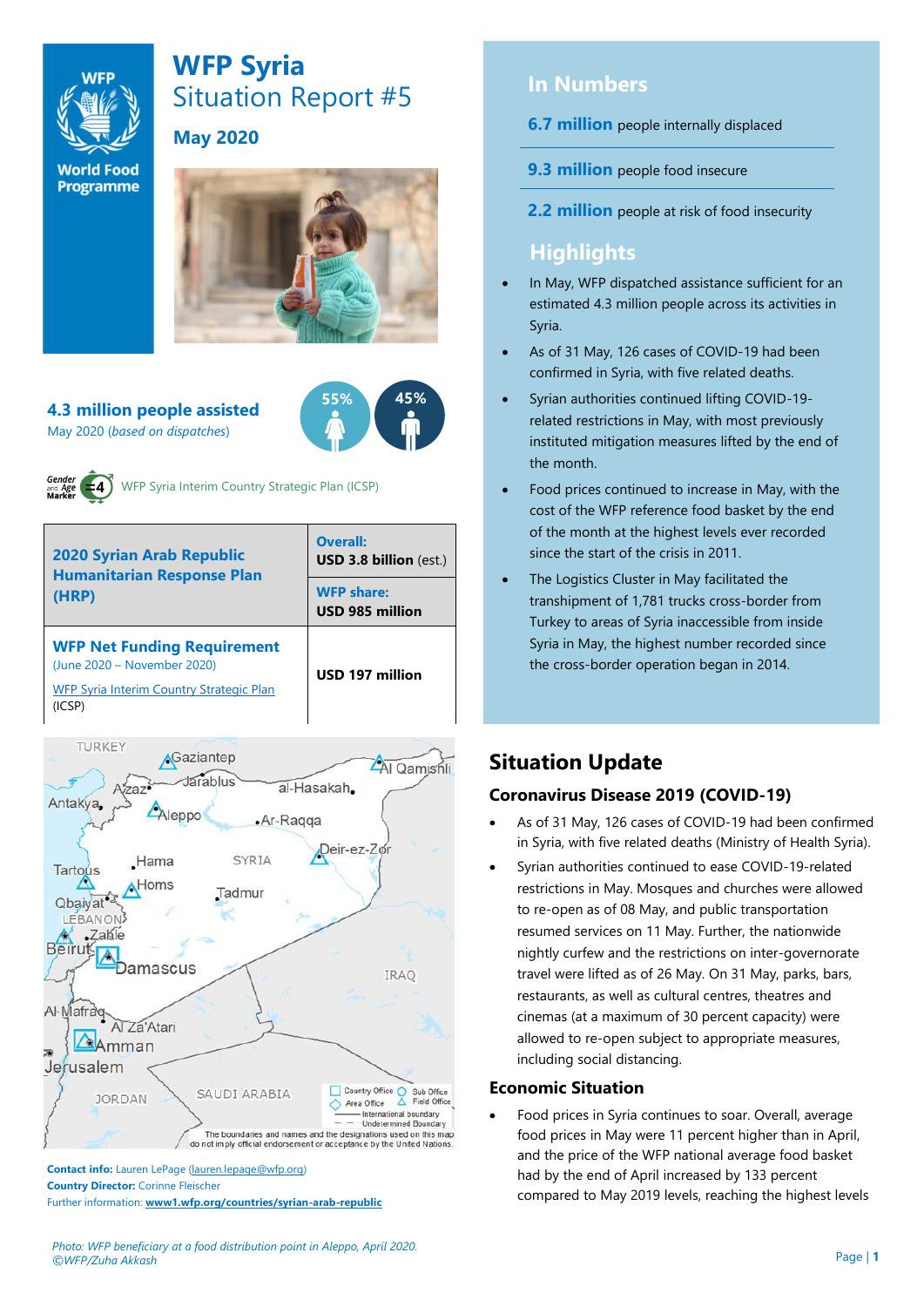# WFP Syria

## Situation Report #5

### May 2020

**4.3 million people assisted**
May 2020 (*based on dispatches*)

55% 45%

WFP Syria Interim Country Strategic Plan (ICSP)

| **2020 Syrian Arab Republic Humanitarian Response Plan (HRP)** | **Overall:** **USD 3.8 billion** (est.) |
|---|---|
| | **WFP share:** **USD 985 million** |
| **WFP Net Funding Requirement** (June 2020 – November 2020) WFP Syria Interim Country Strategic Plan (ICSP) | **USD 197 million** |

**Contact info:** Lauren LePage (lauren.lepage@wfp.org)
**Country Director:** Corinne Fleischer
Further information: **www1.wfp.org/countries/syrian-arab-republic**

*Photo: WFP beneficiary at a food distribution point in Aleppo, April 2020. ©WFP/Zuha Akkash*

## In Numbers

**6.7 million** people internally displaced

**9.3 million** people food insecure

**2.2 million** people at risk of food insecurity

## Highlights

- In May, WFP dispatched assistance sufficient for an estimated 4.3 million people across its activities in Syria.
- As of 31 May, 126 cases of COVID-19 had been confirmed in Syria, with five related deaths.
- Syrian authorities continued lifting COVID-19-related restrictions in May, with most previously instituted mitigation measures lifted by the end of the month.
- Food prices continued to increase in May, with the cost of the WFP reference food basket by the end of the month at the highest levels ever recorded since the start of the crisis in 2011.
- The Logistics Cluster in May facilitated the transhipment of 1,781 trucks cross-border from Turkey to areas of Syria inaccessible from inside Syria in May, the highest number recorded since the cross-border operation began in 2014.

## Situation Update

### Coronavirus Disease 2019 (COVID-19)

- As of 31 May, 126 cases of COVID-19 had been confirmed in Syria, with five related deaths (Ministry of Health Syria).
- Syrian authorities continued to ease COVID-19-related restrictions in May. Mosques and churches were allowed to re-open as of 08 May, and public transportation resumed services on 11 May. Further, the nationwide nightly curfew and the restrictions on inter-governorate travel were lifted as of 26 May. On 31 May, parks, bars, restaurants, as well as cultural centres, theatres and cinemas (at a maximum of 30 percent capacity) were allowed to re-open subject to appropriate measures, including social distancing.

### Economic Situation

- Food prices in Syria continues to soar. Overall, average food prices in May were 11 percent higher than in April, and the price of the WFP national average food basket had by the end of April increased by 133 percent compared to May 2019 levels, reaching the highest levels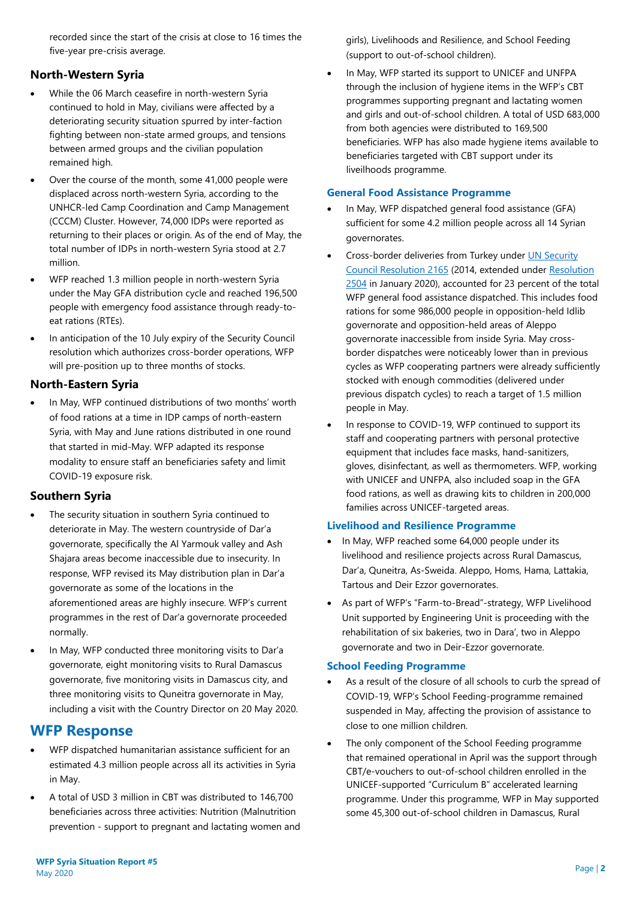recorded since the start of the crisis at close to 16 times the five-year pre-crisis average.

### North-Western Syria

- While the 06 March ceasefire in north-western Syria continued to hold in May, civilians were affected by a deteriorating security situation spurred by inter-faction fighting between non-state armed groups, and tensions between armed groups and the civilian population remained high.
- Over the course of the month, some 41,000 people were displaced across north-western Syria, according to the UNHCR-led Camp Coordination and Camp Management (CCCM) Cluster. However, 74,000 IDPs were reported as returning to their places or origin. As of the end of May, the total number of IDPs in north-western Syria stood at 2.7 million.
- WFP reached 1.3 million people in north-western Syria under the May GFA distribution cycle and reached 196,500 people with emergency food assistance through ready-to-eat rations (RTEs).
- In anticipation of the 10 July expiry of the Security Council resolution which authorizes cross-border operations, WFP will pre-position up to three months of stocks.

### North-Eastern Syria

- In May, WFP continued distributions of two months' worth of food rations at a time in IDP camps of north-eastern Syria, with May and June rations distributed in one round that started in mid-May. WFP adapted its response modality to ensure staff an beneficiaries safety and limit COVID-19 exposure risk.

### Southern Syria

- The security situation in southern Syria continued to deteriorate in May. The western countryside of Dar'a governorate, specifically the Al Yarmouk valley and Ash Shajara areas become inaccessible due to insecurity. In response, WFP revised its May distribution plan in Dar'a governorate as some of the locations in the aforementioned areas are highly insecure. WFP's current programmes in the rest of Dar'a governorate proceeded normally.
- In May, WFP conducted three monitoring visits to Dar'a governorate, eight monitoring visits to Rural Damascus governorate, five monitoring visits in Damascus city, and three monitoring visits to Quneitra governorate in May, including a visit with the Country Director on 20 May 2020.

## WFP Response

- WFP dispatched humanitarian assistance sufficient for an estimated 4.3 million people across all its activities in Syria in May.
- A total of USD 3 million in CBT was distributed to 146,700 beneficiaries across three activities: Nutrition (Malnutrition prevention - support to pregnant and lactating women and girls), Livelihoods and Resilience, and School Feeding (support to out-of-school children).
- In May, WFP started its support to UNICEF and UNFPA through the inclusion of hygiene items in the WFP's CBT programmes supporting pregnant and lactating women and girls and out-of-school children. A total of USD 683,000 from both agencies were distributed to 169,500 beneficiaries. WFP has also made hygiene items available to beneficiaries targeted with CBT support under its liveilhoods programme.

### General Food Assistance Programme

- In May, WFP dispatched general food assistance (GFA) sufficient for some 4.2 million people across all 14 Syrian governorates.
- Cross-border deliveries from Turkey under UN Security Council Resolution 2165 (2014, extended under Resolution 2504 in January 2020), accounted for 23 percent of the total WFP general food assistance dispatched. This includes food rations for some 986,000 people in opposition-held Idlib governorate and opposition-held areas of Aleppo governorate inaccessible from inside Syria. May cross-border dispatches were noticeably lower than in previous cycles as WFP cooperating partners were already sufficiently stocked with enough commodities (delivered under previous dispatch cycles) to reach a target of 1.5 million people in May.
- In response to COVID-19, WFP continued to support its staff and cooperating partners with personal protective equipment that includes face masks, hand-sanitizers, gloves, disinfectant, as well as thermometers. WFP, working with UNICEF and UNFPA, also included soap in the GFA food rations, as well as drawing kits to children in 200,000 families across UNICEF-targeted areas.

### Livelihood and Resilience Programme

- In May, WFP reached some 64,000 people under its livelihood and resilience projects across Rural Damascus, Dar'a, Quneitra, As-Sweida. Aleppo, Homs, Hama, Lattakia, Tartous and Deir Ezzor governorates.
- As part of WFP's "Farm-to-Bread"-strategy, WFP Livelihood Unit supported by Engineering Unit is proceeding with the rehabilitation of six bakeries, two in Dara', two in Aleppo governorate and two in Deir-Ezzor governorate.

### School Feeding Programme

- As a result of the closure of all schools to curb the spread of COVID-19, WFP's School Feeding-programme remained suspended in May, affecting the provision of assistance to close to one million children.
- The only component of the School Feeding programme that remained operational in April was the support through CBT/e-vouchers to out-of-school children enrolled in the UNICEF-supported "Curriculum B" accelerated learning programme. Under this programme, WFP in May supported some 45,300 out-of-school children in Damascus, Rural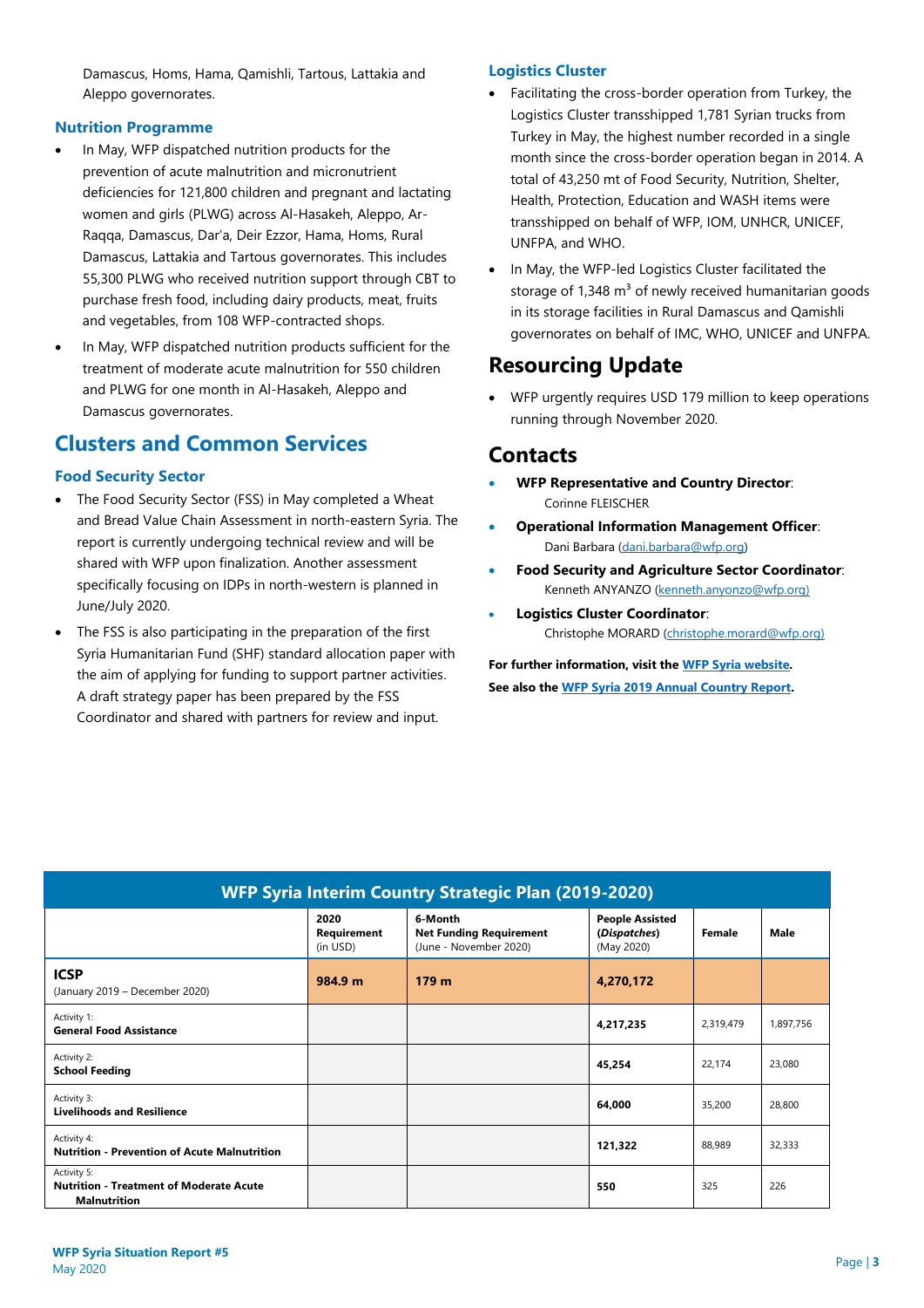Damascus, Homs, Hama, Qamishli, Tartous, Lattakia and Aleppo governorates.

### Nutrition Programme

- In May, WFP dispatched nutrition products for the prevention of acute malnutrition and micronutrient deficiencies for 121,800 children and pregnant and lactating women and girls (PLWG) across Al-Hasakeh, Aleppo, Ar-Raqqa, Damascus, Dar'a, Deir Ezzor, Hama, Homs, Rural Damascus, Lattakia and Tartous governorates. This includes 55,300 PLWG who received nutrition support through CBT to purchase fresh food, including dairy products, meat, fruits and vegetables, from 108 WFP-contracted shops.
- In May, WFP dispatched nutrition products sufficient for the treatment of moderate acute malnutrition for 550 children and PLWG for one month in Al-Hasakeh, Aleppo and Damascus governorates.

## Clusters and Common Services

### Food Security Sector

- The Food Security Sector (FSS) in May completed a Wheat and Bread Value Chain Assessment in north-eastern Syria. The report is currently undergoing technical review and will be shared with WFP upon finalization. Another assessment specifically focusing on IDPs in north-western is planned in June/July 2020.
- The FSS is also participating in the preparation of the first Syria Humanitarian Fund (SHF) standard allocation paper with the aim of applying for funding to support partner activities. A draft strategy paper has been prepared by the FSS Coordinator and shared with partners for review and input.

### Logistics Cluster

- Facilitating the cross-border operation from Turkey, the Logistics Cluster transshipped 1,781 Syrian trucks from Turkey in May, the highest number recorded in a single month since the cross-border operation began in 2014. A total of 43,250 mt of Food Security, Nutrition, Shelter, Health, Protection, Education and WASH items were transshipped on behalf of WFP, IOM, UNHCR, UNICEF, UNFPA, and WHO.
- In May, the WFP-led Logistics Cluster facilitated the storage of 1,348 $m^3$ of newly received humanitarian goods in its storage facilities in Rural Damascus and Qamishli governorates on behalf of IMC, WHO, UNICEF and UNFPA.

## Resourcing Update

- WFP urgently requires USD 179 million to keep operations running through November 2020.

## Contacts

- **WFP Representative and Country Director**: Corinne FLEISCHER
- **Operational Information Management Officer**: Dani Barbara (dani.barbara@wfp.org)
- **Food Security and Agriculture Sector Coordinator**: Kenneth ANYANZO (kenneth.anyonzo@wfp.org)
- **Logistics Cluster Coordinator**: Christophe MORARD (christophe.morard@wfp.org)

**For further information, visit the WFP Syria website.**
**See also the WFP Syria 2019 Annual Country Report.**

| WFP Syria Interim Country Strategic Plan (2019-2020) | | | | | |
|---|---|---|---|---|---|
| | **2020 Requirement** (in USD) | **6-Month Net Funding Requirement** (June - November 2020) | **People Assisted (*Dispatches*)** (May 2020) | **Female** | **Male** |
| **ICSP** (January 2019 – December 2020) | **984.9 m** | **179 m** | **4,270,172** | | |
| Activity 1: **General Food Assistance** | | | **4,217,235** | 2,319,479 | 1,897,756 |
| Activity 2: **School Feeding** | | | **45,254** | 22,174 | 23,080 |
| Activity 3: **Livelihoods and Resilience** | | | **64,000** | 35,200 | 28,800 |
| Activity 4: **Nutrition - Prevention of Acute Malnutrition** | | | **121,322** | 88,989 | 32,333 |
| Activity 5: **Nutrition - Treatment of Moderate Acute Malnutrition** | | | **550** | 325 | 226 |